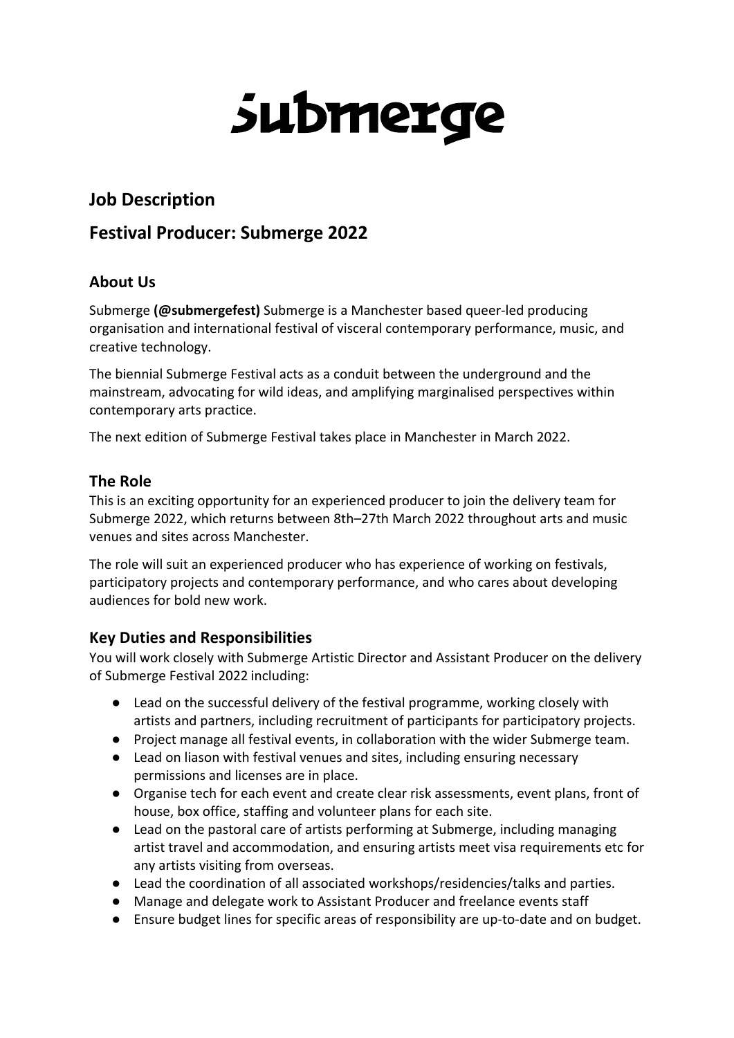# Submerge

## Job Description

## Festival Producer: Submerge 2022

### About Us

Submerge **(@submergefest)** Submerge is a Manchester based queer-led producing organisation and international festival of visceral contemporary performance, music, and creative technology.

The biennial Submerge Festival acts as a conduit between the underground and the mainstream, advocating for wild ideas, and amplifying marginalised perspectives within contemporary arts practice.

The next edition of Submerge Festival takes place in Manchester in March 2022.

### The Role

This is an exciting opportunity for an experienced producer to join the delivery team for Submerge 2022, which returns between 8th–27th March 2022 throughout arts and music venues and sites across Manchester.

The role will suit an experienced producer who has experience of working on festivals, participatory projects and contemporary performance, and who cares about developing audiences for bold new work.

### Key Duties and Responsibilities

You will work closely with Submerge Artistic Director and Assistant Producer on the delivery of Submerge Festival 2022 including:

- Lead on the successful delivery of the festival programme, working closely with artists and partners, including recruitment of participants for participatory projects.
- Project manage all festival events, in collaboration with the wider Submerge team.
- Lead on liason with festival venues and sites, including ensuring necessary permissions and licenses are in place.
- Organise tech for each event and create clear risk assessments, event plans, front of house, box office, staffing and volunteer plans for each site.
- Lead on the pastoral care of artists performing at Submerge, including managing artist travel and accommodation, and ensuring artists meet visa requirements etc for any artists visiting from overseas.
- Lead the coordination of all associated workshops/residencies/talks and parties.
- Manage and delegate work to Assistant Producer and freelance events staff
- Ensure budget lines for specific areas of responsibility are up-to-date and on budget.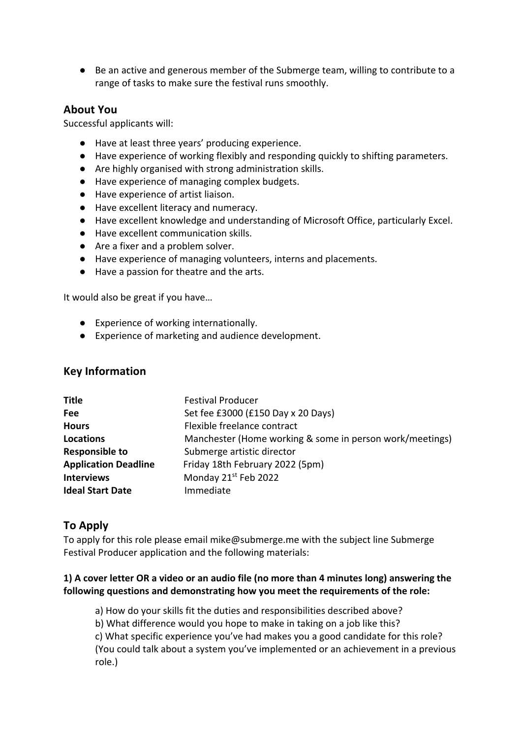- Be an active and generous member of the Submerge team, willing to contribute to a range of tasks to make sure the festival runs smoothly.

## About You

Successful applicants will:

- Have at least three years' producing experience.
- Have experience of working flexibly and responding quickly to shifting parameters.
- Are highly organised with strong administration skills.
- Have experience of managing complex budgets.
- Have experience of artist liaison.
- Have excellent literacy and numeracy.
- Have excellent knowledge and understanding of Microsoft Office, particularly Excel.
- Have excellent communication skills.
- Are a fixer and a problem solver.
- Have experience of managing volunteers, interns and placements.
- Have a passion for theatre and the arts.

It would also be great if you have…

- Experience of working internationally.
- Experience of marketing and audience development.

## Key Information

| | |
|---|---|
| **Title** | Festival Producer |
| **Fee** | Set fee £3000 (£150 Day x 20 Days) |
| **Hours** | Flexible freelance contract |
| **Locations** | Manchester (Home working & some in person work/meetings) |
| **Responsible to** | Submerge artistic director |
| **Application Deadline** | Friday 18th February 2022 (5pm) |
| **Interviews** | Monday 21st Feb 2022 |
| **Ideal Start Date** | Immediate |

## To Apply

To apply for this role please email mike@submerge.me with the subject line Submerge Festival Producer application and the following materials:

**1) A cover letter OR a video or an audio file (no more than 4 minutes long) answering the following questions and demonstrating how you meet the requirements of the role:**

a) How do your skills fit the duties and responsibilities described above?
b) What difference would you hope to make in taking on a job like this?
c) What specific experience you've had makes you a good candidate for this role? (You could talk about a system you've implemented or an achievement in a previous role.)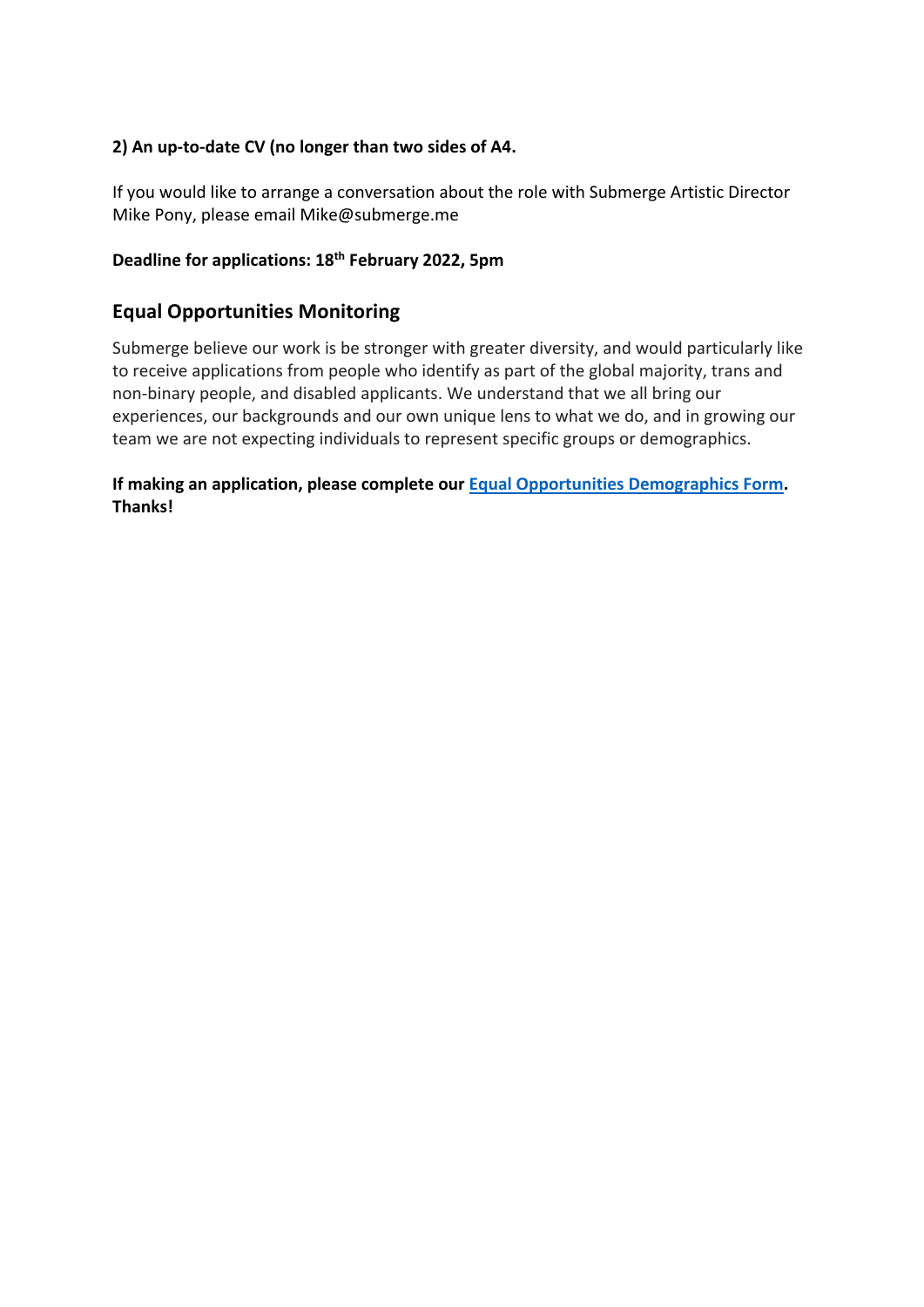**2) An up-to-date CV (no longer than two sides of A4.**

If you would like to arrange a conversation about the role with Submerge Artistic Director Mike Pony, please email Mike@submerge.me

**Deadline for applications: 18th February 2022, 5pm**

## Equal Opportunities Monitoring

Submerge believe our work is be stronger with greater diversity, and would particularly like to receive applications from people who identify as part of the global majority, trans and non-binary people, and disabled applicants. We understand that we all bring our experiences, our backgrounds and our own unique lens to what we do, and in growing our team we are not expecting individuals to represent specific groups or demographics.

**If making an application, please complete our Equal Opportunities Demographics Form. Thanks!**